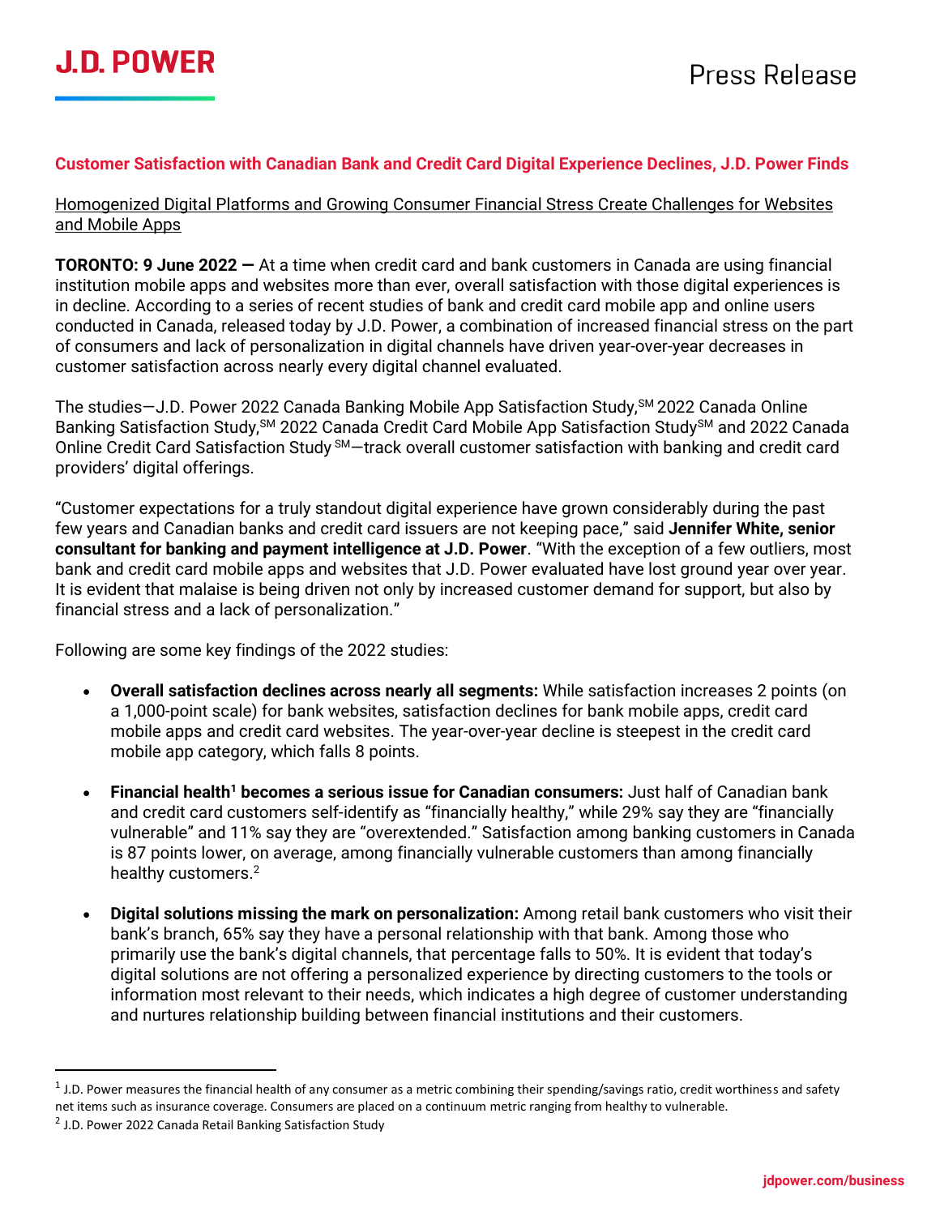J.D. POWER

Press Release

# Customer Satisfaction with Canadian Bank and Credit Card Digital Experience Declines, J.D. Power Finds

Homogenized Digital Platforms and Growing Consumer Financial Stress Create Challenges for Websites and Mobile Apps

**TORONTO: 9 June 2022 —** At a time when credit card and bank customers in Canada are using financial institution mobile apps and websites more than ever, overall satisfaction with those digital experiences is in decline. According to a series of recent studies of bank and credit card mobile app and online users conducted in Canada, released today by J.D. Power, a combination of increased financial stress on the part of consumers and lack of personalization in digital channels have driven year-over-year decreases in customer satisfaction across nearly every digital channel evaluated.

The studies—J.D. Power 2022 Canada Banking Mobile App Satisfaction Study,SM 2022 Canada Online Banking Satisfaction Study,SM 2022 Canada Credit Card Mobile App Satisfaction StudySM and 2022 Canada Online Credit Card Satisfaction Study SM—track overall customer satisfaction with banking and credit card providers' digital offerings.

"Customer expectations for a truly standout digital experience have grown considerably during the past few years and Canadian banks and credit card issuers are not keeping pace," said **Jennifer White, senior consultant for banking and payment intelligence at J.D. Power**. "With the exception of a few outliers, most bank and credit card mobile apps and websites that J.D. Power evaluated have lost ground year over year. It is evident that malaise is being driven not only by increased customer demand for support, but also by financial stress and a lack of personalization."

Following are some key findings of the 2022 studies:

- **Overall satisfaction declines across nearly all segments:** While satisfaction increases 2 points (on a 1,000-point scale) for bank websites, satisfaction declines for bank mobile apps, credit card mobile apps and credit card websites. The year-over-year decline is steepest in the credit card mobile app category, which falls 8 points.

- **Financial health[1] becomes a serious issue for Canadian consumers:** Just half of Canadian bank and credit card customers self-identify as "financially healthy," while 29% say they are "financially vulnerable" and 11% say they are "overextended." Satisfaction among banking customers in Canada is 87 points lower, on average, among financially vulnerable customers than among financially healthy customers.[2]

- **Digital solutions missing the mark on personalization:** Among retail bank customers who visit their bank's branch, 65% say they have a personal relationship with that bank. Among those who primarily use the bank's digital channels, that percentage falls to 50%. It is evident that today's digital solutions are not offering a personalized experience by directing customers to the tools or information most relevant to their needs, which indicates a high degree of customer understanding and nurtures relationship building between financial institutions and their customers.

---

[1] J.D. Power measures the financial health of any consumer as a metric combining their spending/savings ratio, credit worthiness and safety net items such as insurance coverage. Consumers are placed on a continuum metric ranging from healthy to vulnerable.

[2] J.D. Power 2022 Canada Retail Banking Satisfaction Study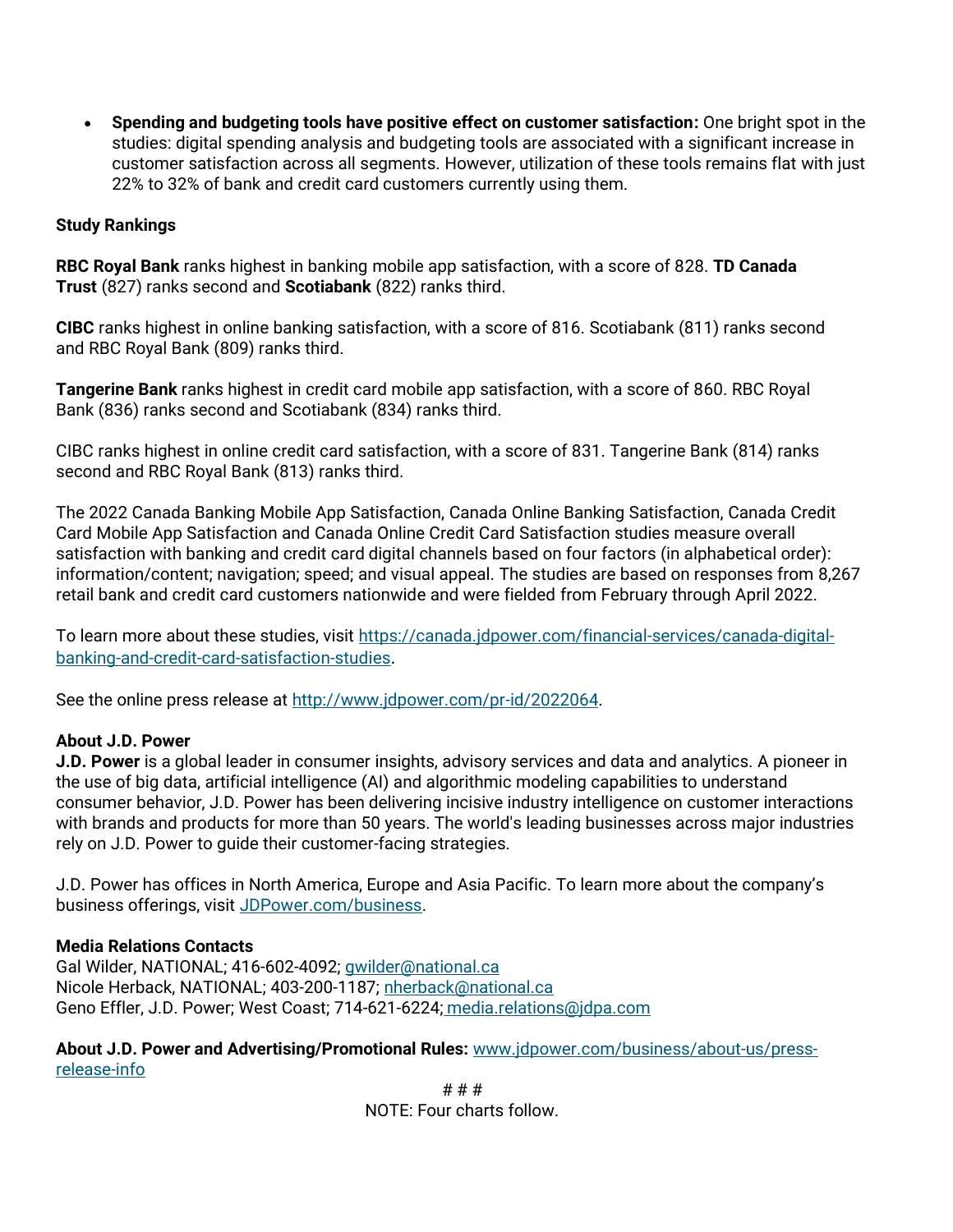- **Spending and budgeting tools have positive effect on customer satisfaction:** One bright spot in the studies: digital spending analysis and budgeting tools are associated with a significant increase in customer satisfaction across all segments. However, utilization of these tools remains flat with just 22% to 32% of bank and credit card customers currently using them.

**Study Rankings**

**RBC Royal Bank** ranks highest in banking mobile app satisfaction, with a score of 828. **TD Canada Trust** (827) ranks second and **Scotiabank** (822) ranks third.

**CIBC** ranks highest in online banking satisfaction, with a score of 816. Scotiabank (811) ranks second and RBC Royal Bank (809) ranks third.

**Tangerine Bank** ranks highest in credit card mobile app satisfaction, with a score of 860. RBC Royal Bank (836) ranks second and Scotiabank (834) ranks third.

CIBC ranks highest in online credit card satisfaction, with a score of 831. Tangerine Bank (814) ranks second and RBC Royal Bank (813) ranks third.

The 2022 Canada Banking Mobile App Satisfaction, Canada Online Banking Satisfaction, Canada Credit Card Mobile App Satisfaction and Canada Online Credit Card Satisfaction studies measure overall satisfaction with banking and credit card digital channels based on four factors (in alphabetical order): information/content; navigation; speed; and visual appeal. The studies are based on responses from 8,267 retail bank and credit card customers nationwide and were fielded from February through April 2022.

To learn more about these studies, visit [https://canada.jdpower.com/financial-services/canada-digital-banking-and-credit-card-satisfaction-studies](https://canada.jdpower.com/financial-services/canada-digital-banking-and-credit-card-satisfaction-studies).

See the online press release at [http://www.jdpower.com/pr-id/2022064](http://www.jdpower.com/pr-id/2022064).

**About J.D. Power**
**J.D. Power** is a global leader in consumer insights, advisory services and data and analytics. A pioneer in the use of big data, artificial intelligence (AI) and algorithmic modeling capabilities to understand consumer behavior, J.D. Power has been delivering incisive industry intelligence on customer interactions with brands and products for more than 50 years. The world's leading businesses across major industries rely on J.D. Power to guide their customer-facing strategies.

J.D. Power has offices in North America, Europe and Asia Pacific. To learn more about the company's business offerings, visit [JDPower.com/business](JDPower.com/business).

**Media Relations Contacts**
Gal Wilder, NATIONAL; 416-602-4092; [gwilder@national.ca](mailto:gwilder@national.ca)
Nicole Herback, NATIONAL; 403-200-1187; [nherback@national.ca](mailto:nherback@national.ca)
Geno Effler, J.D. Power; West Coast; 714-621-6224; [media.relations@jdpa.com](mailto:media.relations@jdpa.com)

**About J.D. Power and Advertising/Promotional Rules:** [www.jdpower.com/business/about-us/press-release-info](www.jdpower.com/business/about-us/press-release-info)

# # #

NOTE: Four charts follow.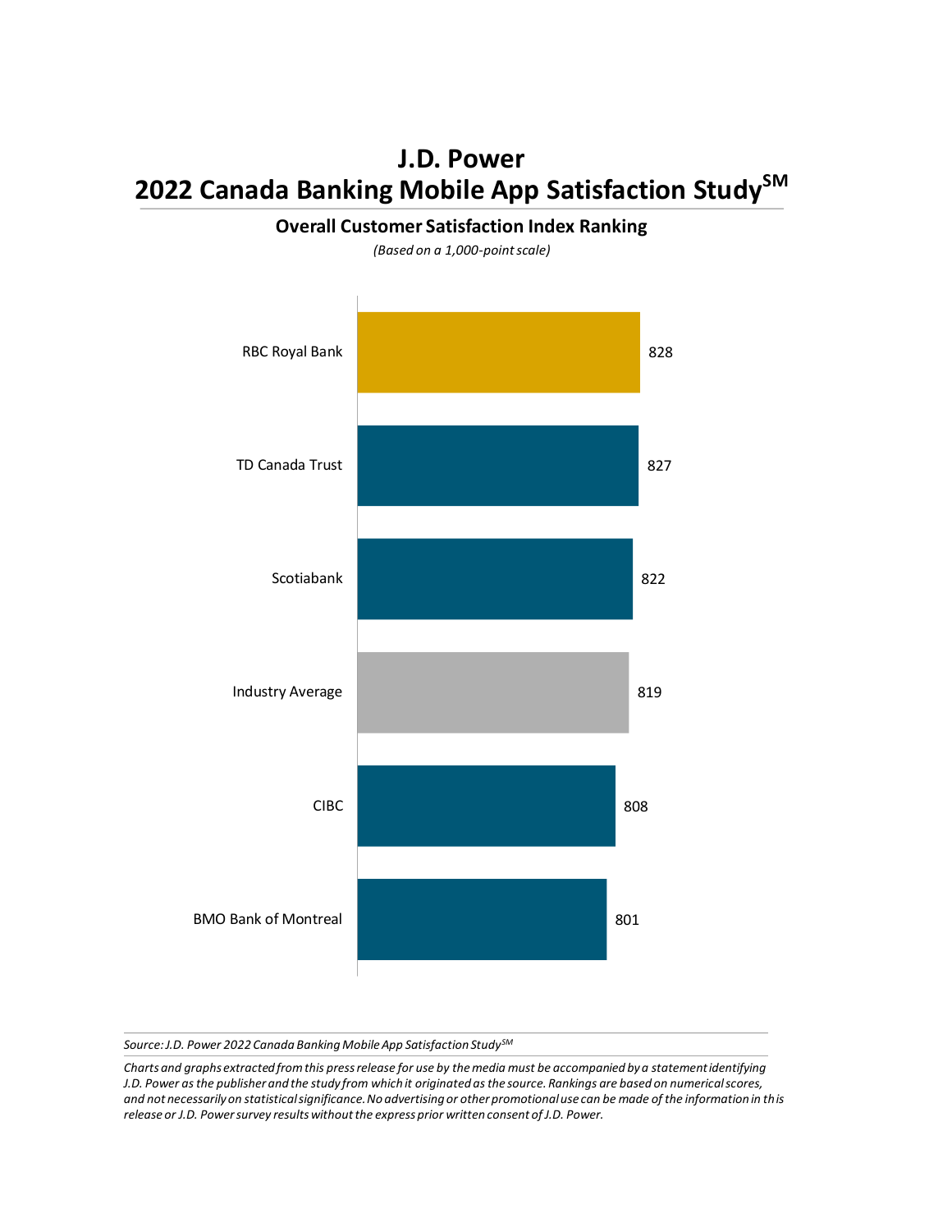# J.D. Power
# 2022 Canada Banking Mobile App Satisfaction Study[SM]

## Overall Customer Satisfaction Index Ranking

*(Based on a 1,000-point scale)*

| Bank | Score |
|---|---|
| RBC Royal Bank | 828 |
| TD Canada Trust | 827 |
| Scotiabank | 822 |
| Industry Average | 819 |
| CIBC | 808 |
| BMO Bank of Montreal | 801 |

*Source: J.D. Power 2022 Canada Banking Mobile App Satisfaction Study[SM]*

*Charts and graphs extracted from this press release for use by the media must be accompanied by a statement identifying J.D. Power as the publisher and the study from which it originated as the source. Rankings are based on numerical scores, and not necessarily on statistical significance. No advertising or other promotional use can be made of the information in this release or J.D. Power survey results without the express prior written consent of J.D. Power.*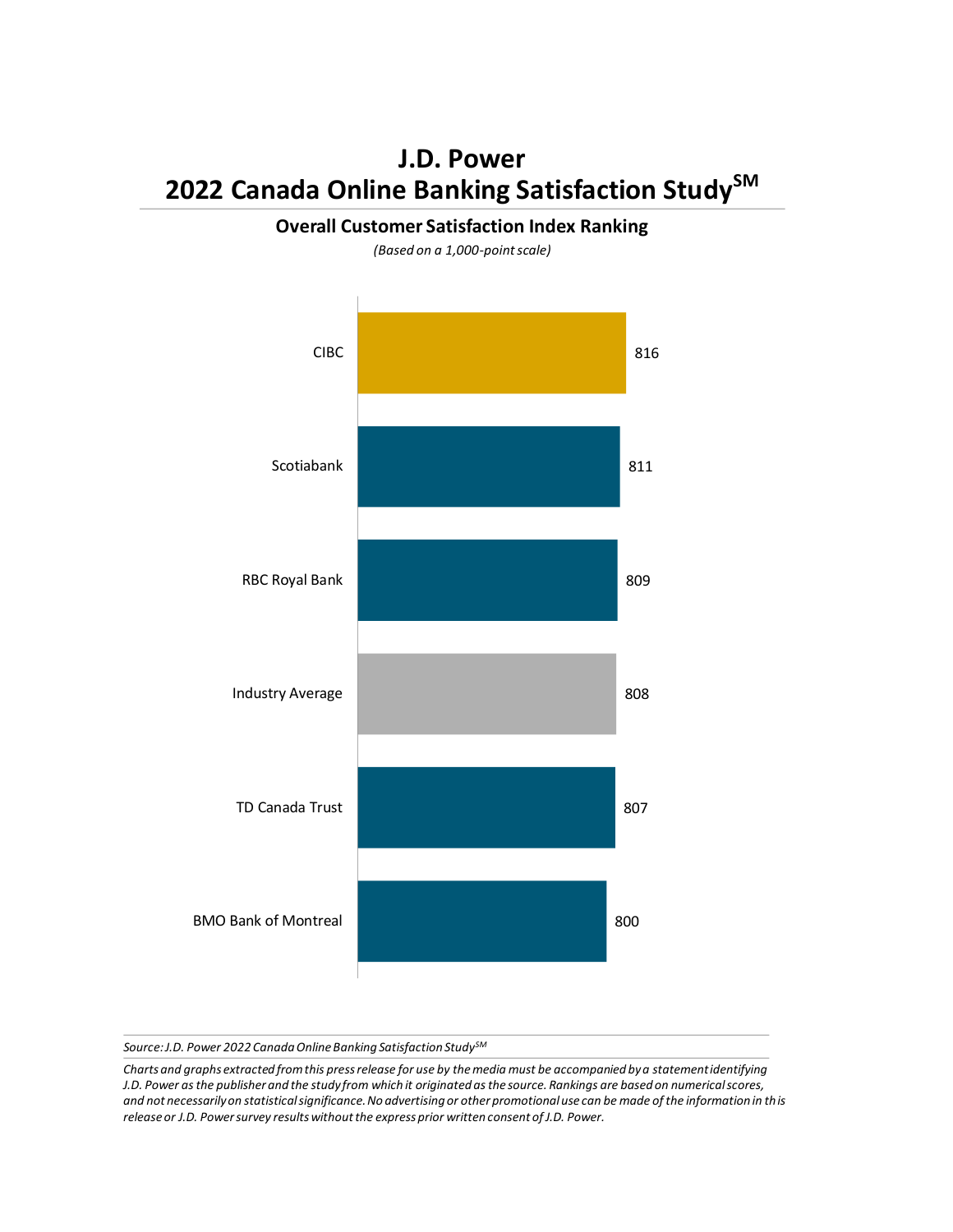# J.D. Power
# 2022 Canada Online Banking Satisfaction Study℠

## Overall Customer Satisfaction Index Ranking

*(Based on a 1,000-point scale)*

| Bank | Score |
| --- | --- |
| CIBC | 816 |
| Scotiabank | 811 |
| RBC Royal Bank | 809 |
| Industry Average | 808 |
| TD Canada Trust | 807 |
| BMO Bank of Montreal | 800 |

*Source: J.D. Power 2022 Canada Online Banking Satisfaction Study℠*

*Charts and graphs extracted from this press release for use by the media must be accompanied by a statement identifying J.D. Power as the publisher and the study from which it originated as the source. Rankings are based on numerical scores, and not necessarily on statistical significance. No advertising or other promotional use can be made of the information in this release or J.D. Power survey results without the express prior written consent of J.D. Power.*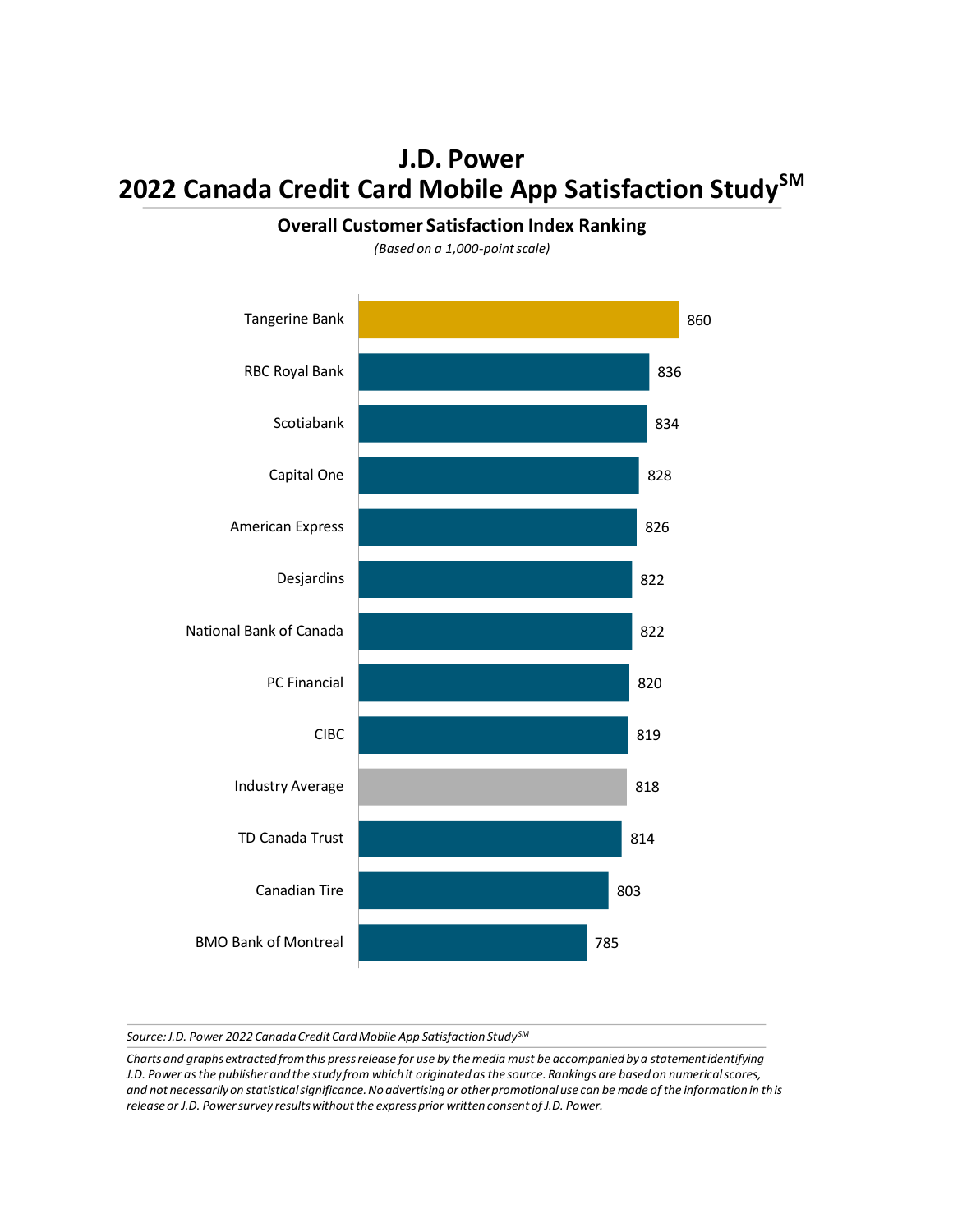# J.D. Power
# 2022 Canada Credit Card Mobile App Satisfaction Study℠

## Overall Customer Satisfaction Index Ranking

*(Based on a 1,000-point scale)*

| Company | Score |
|---|---|
| Tangerine Bank | 860 |
| RBC Royal Bank | 836 |
| Scotiabank | 834 |
| Capital One | 828 |
| American Express | 826 |
| Desjardins | 822 |
| National Bank of Canada | 822 |
| PC Financial | 820 |
| CIBC | 819 |
| Industry Average | 818 |
| TD Canada Trust | 814 |
| Canadian Tire | 803 |
| BMO Bank of Montreal | 785 |

*Source: J.D. Power 2022 Canada Credit Card Mobile App Satisfaction Study℠*

*Charts and graphs extracted from this press release for use by the media must be accompanied by a statement identifying J.D. Power as the publisher and the study from which it originated as the source. Rankings are based on numerical scores, and not necessarily on statistical significance. No advertising or other promotional use can be made of the information in this release or J.D. Power survey results without the express prior written consent of J.D. Power.*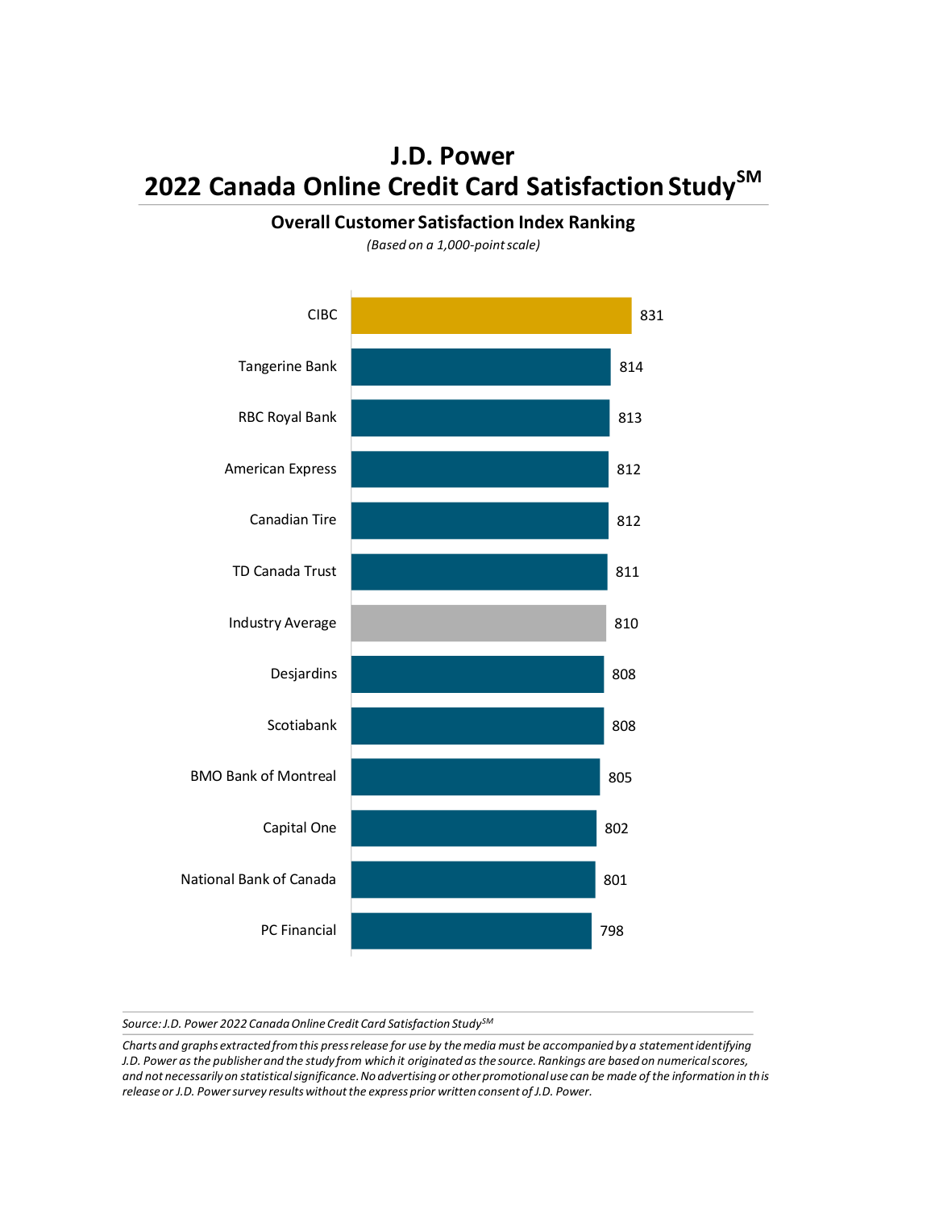# J.D. Power
# 2022 Canada Online Credit Card Satisfaction Study[SM]

## Overall Customer Satisfaction Index Ranking

*(Based on a 1,000-point scale)*

CIBC 831
Tangerine Bank 814
RBC Royal Bank 813
American Express 812
Canadian Tire 812
TD Canada Trust 811
Industry Average 810
Desjardins 808
Scotiabank 808
BMO Bank of Montreal 805
Capital One 802
National Bank of Canada 801
PC Financial 798

*Source: J.D. Power 2022 Canada Online Credit Card Satisfaction Study[SM]*

*Charts and graphs extracted from this press release for use by the media must be accompanied by a statement identifying J.D. Power as the publisher and the study from which it originated as the source. Rankings are based on numerical scores, and not necessarily on statistical significance. No advertising or other promotional use can be made of the information in this release or J.D. Power survey results without the express prior written consent of J.D. Power.*